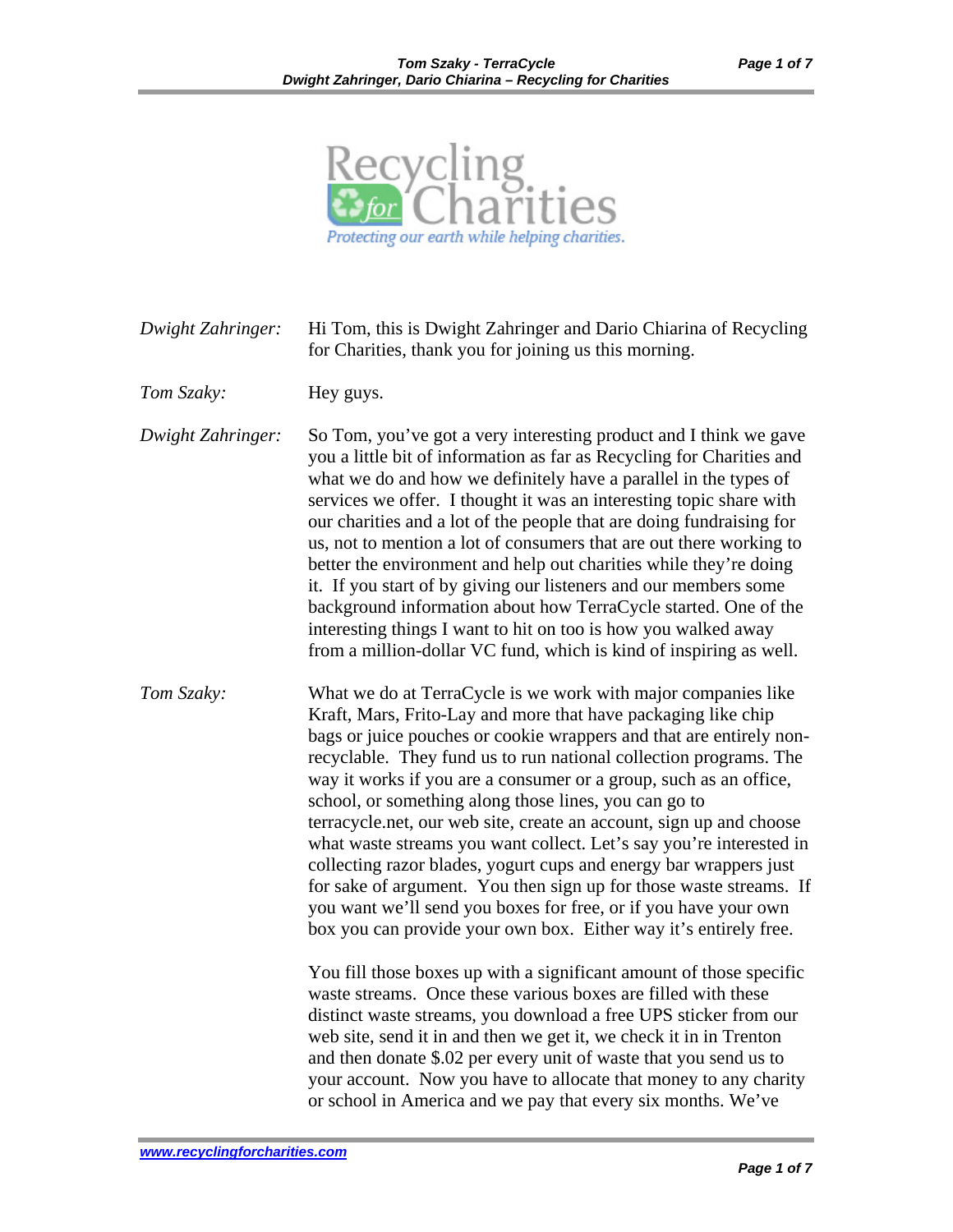Recycling *for* Charities

*Protecting our earth while helping charities.*

*Dwight Zahringer:* Hi Tom, this is Dwight Zahringer and Dario Chiarina of Recycling for Charities, thank you for joining us this morning.

*Tom Szaky:* Hey guys.

*Dwight Zahringer:* So Tom, you've got a very interesting product and I think we gave you a little bit of information as far as Recycling for Charities and what we do and how we definitely have a parallel in the types of services we offer. I thought it was an interesting topic share with our charities and a lot of the people that are doing fundraising for us, not to mention a lot of consumers that are out there working to better the environment and help out charities while they're doing it. If you start of by giving our listeners and our members some background information about how TerraCycle started. One of the interesting things I want to hit on too is how you walked away from a million-dollar VC fund, which is kind of inspiring as well.

*Tom Szaky:* What we do at TerraCycle is we work with major companies like Kraft, Mars, Frito-Lay and more that have packaging like chip bags or juice pouches or cookie wrappers and that are entirely non-recyclable. They fund us to run national collection programs. The way it works if you are a consumer or a group, such as an office, school, or something along those lines, you can go to terracycle.net, our web site, create an account, sign up and choose what waste streams you want collect. Let's say you're interested in collecting razor blades, yogurt cups and energy bar wrappers just for sake of argument. You then sign up for those waste streams. If you want we'll send you boxes for free, or if you have your own box you can provide your own box. Either way it's entirely free.

You fill those boxes up with a significant amount of those specific waste streams. Once these various boxes are filled with these distinct waste streams, you download a free UPS sticker from our web site, send it in and then we get it, we check it in in Trenton and then donate $.02 per every unit of waste that you send us to your account. Now you have to allocate that money to any charity or school in America and we pay that every six months. We've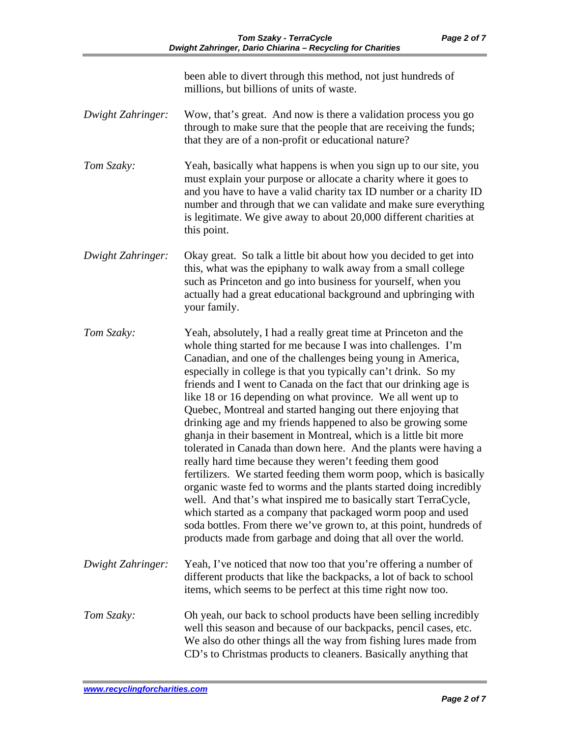been able to divert through this method, not just hundreds of millions, but billions of units of waste.

*Dwight Zahringer:* Wow, that's great. And now is there a validation process you go through to make sure that the people that are receiving the funds; that they are of a non-profit or educational nature?

*Tom Szaky:* Yeah, basically what happens is when you sign up to our site, you must explain your purpose or allocate a charity where it goes to and you have to have a valid charity tax ID number or a charity ID number and through that we can validate and make sure everything is legitimate. We give away to about 20,000 different charities at this point.

*Dwight Zahringer:* Okay great. So talk a little bit about how you decided to get into this, what was the epiphany to walk away from a small college such as Princeton and go into business for yourself, when you actually had a great educational background and upbringing with your family.

*Tom Szaky:* Yeah, absolutely, I had a really great time at Princeton and the whole thing started for me because I was into challenges. I'm Canadian, and one of the challenges being young in America, especially in college is that you typically can't drink. So my friends and I went to Canada on the fact that our drinking age is like 18 or 16 depending on what province. We all went up to Quebec, Montreal and started hanging out there enjoying that drinking age and my friends happened to also be growing some ghanja in their basement in Montreal, which is a little bit more tolerated in Canada than down here. And the plants were having a really hard time because they weren't feeding them good fertilizers. We started feeding them worm poop, which is basically organic waste fed to worms and the plants started doing incredibly well. And that's what inspired me to basically start TerraCycle, which started as a company that packaged worm poop and used soda bottles. From there we've grown to, at this point, hundreds of products made from garbage and doing that all over the world.

*Dwight Zahringer:* Yeah, I've noticed that now too that you're offering a number of different products that like the backpacks, a lot of back to school items, which seems to be perfect at this time right now too.

*Tom Szaky:* Oh yeah, our back to school products have been selling incredibly well this season and because of our backpacks, pencil cases, etc. We also do other things all the way from fishing lures made from CD's to Christmas products to cleaners. Basically anything that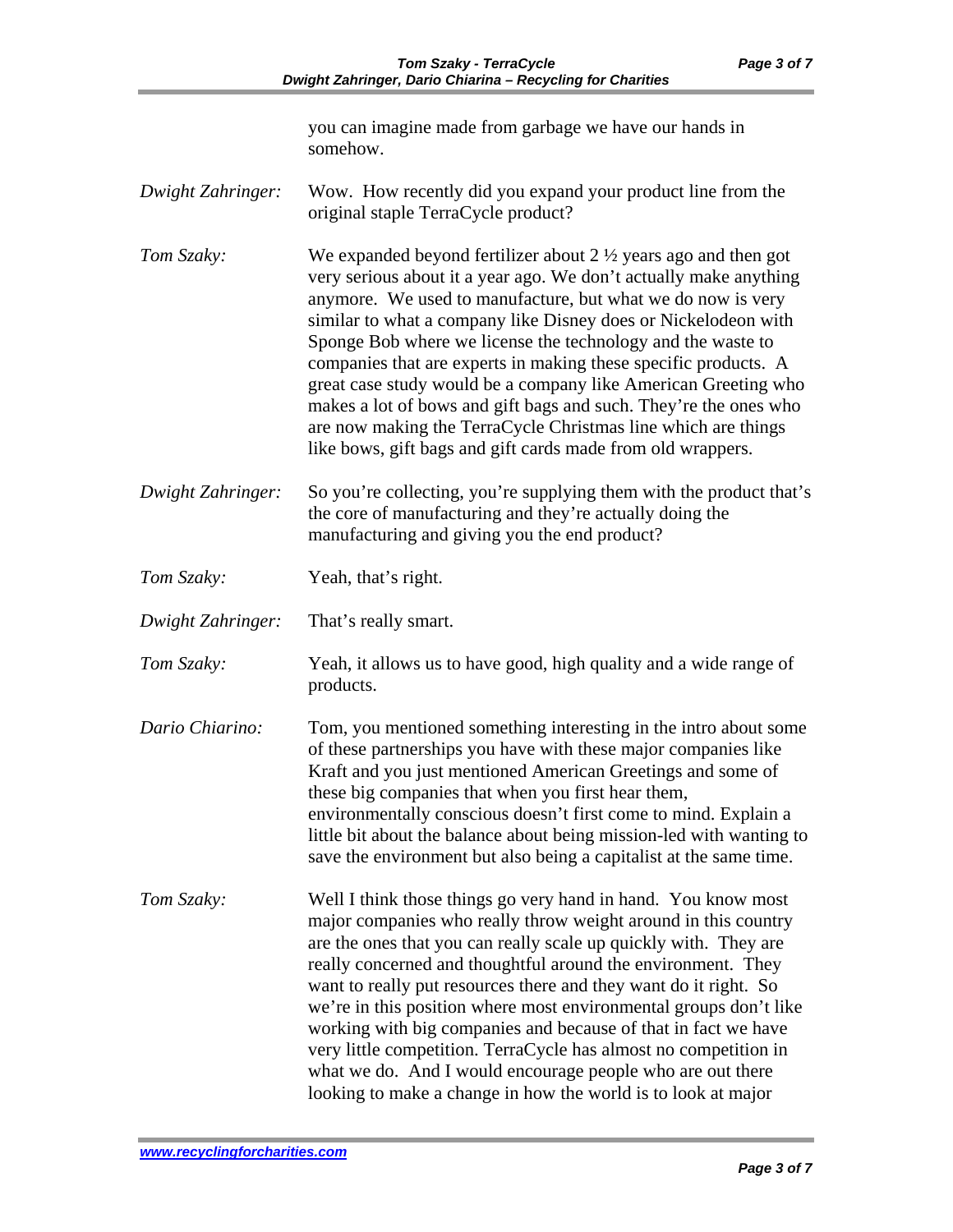you can imagine made from garbage we have our hands in somehow.

*Dwight Zahringer:* Wow. How recently did you expand your product line from the original staple TerraCycle product?

*Tom Szaky:* We expanded beyond fertilizer about 2 ½ years ago and then got very serious about it a year ago. We don't actually make anything anymore. We used to manufacture, but what we do now is very similar to what a company like Disney does or Nickelodeon with Sponge Bob where we license the technology and the waste to companies that are experts in making these specific products. A great case study would be a company like American Greeting who makes a lot of bows and gift bags and such. They're the ones who are now making the TerraCycle Christmas line which are things like bows, gift bags and gift cards made from old wrappers.

*Dwight Zahringer:* So you're collecting, you're supplying them with the product that's the core of manufacturing and they're actually doing the manufacturing and giving you the end product?

*Tom Szaky:* Yeah, that's right.

*Dwight Zahringer:* That's really smart.

*Tom Szaky:* Yeah, it allows us to have good, high quality and a wide range of products.

*Dario Chiarino:* Tom, you mentioned something interesting in the intro about some of these partnerships you have with these major companies like Kraft and you just mentioned American Greetings and some of these big companies that when you first hear them, environmentally conscious doesn't first come to mind. Explain a little bit about the balance about being mission-led with wanting to save the environment but also being a capitalist at the same time.

*Tom Szaky:* Well I think those things go very hand in hand. You know most major companies who really throw weight around in this country are the ones that you can really scale up quickly with. They are really concerned and thoughtful around the environment. They want to really put resources there and they want do it right. So we're in this position where most environmental groups don't like working with big companies and because of that in fact we have very little competition. TerraCycle has almost no competition in what we do. And I would encourage people who are out there looking to make a change in how the world is to look at major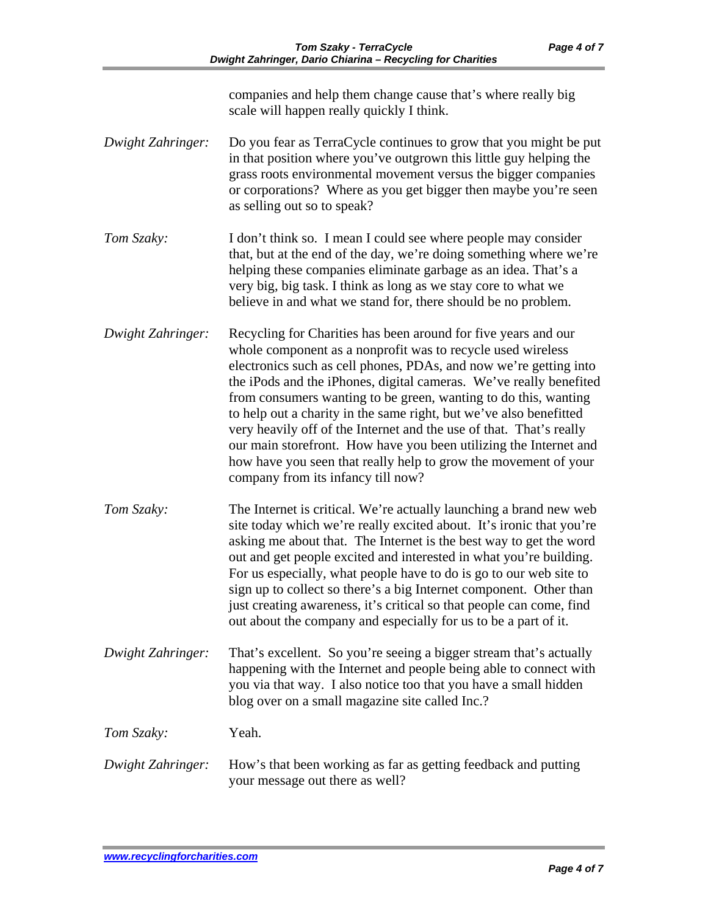companies and help them change cause that's where really big scale will happen really quickly I think.

*Dwight Zahringer:* Do you fear as TerraCycle continues to grow that you might be put in that position where you've outgrown this little guy helping the grass roots environmental movement versus the bigger companies or corporations? Where as you get bigger then maybe you're seen as selling out so to speak?

*Tom Szaky:* I don't think so. I mean I could see where people may consider that, but at the end of the day, we're doing something where we're helping these companies eliminate garbage as an idea. That's a very big, big task. I think as long as we stay core to what we believe in and what we stand for, there should be no problem.

*Dwight Zahringer:* Recycling for Charities has been around for five years and our whole component as a nonprofit was to recycle used wireless electronics such as cell phones, PDAs, and now we're getting into the iPods and the iPhones, digital cameras. We've really benefited from consumers wanting to be green, wanting to do this, wanting to help out a charity in the same right, but we've also benefitted very heavily off of the Internet and the use of that. That's really our main storefront. How have you been utilizing the Internet and how have you seen that really help to grow the movement of your company from its infancy till now?

*Tom Szaky:* The Internet is critical. We're actually launching a brand new web site today which we're really excited about. It's ironic that you're asking me about that. The Internet is the best way to get the word out and get people excited and interested in what you're building. For us especially, what people have to do is go to our web site to sign up to collect so there's a big Internet component. Other than just creating awareness, it's critical so that people can come, find out about the company and especially for us to be a part of it.

*Dwight Zahringer:* That's excellent. So you're seeing a bigger stream that's actually happening with the Internet and people being able to connect with you via that way. I also notice too that you have a small hidden blog over on a small magazine site called Inc.?

*Tom Szaky:* Yeah.

*Dwight Zahringer:* How's that been working as far as getting feedback and putting your message out there as well?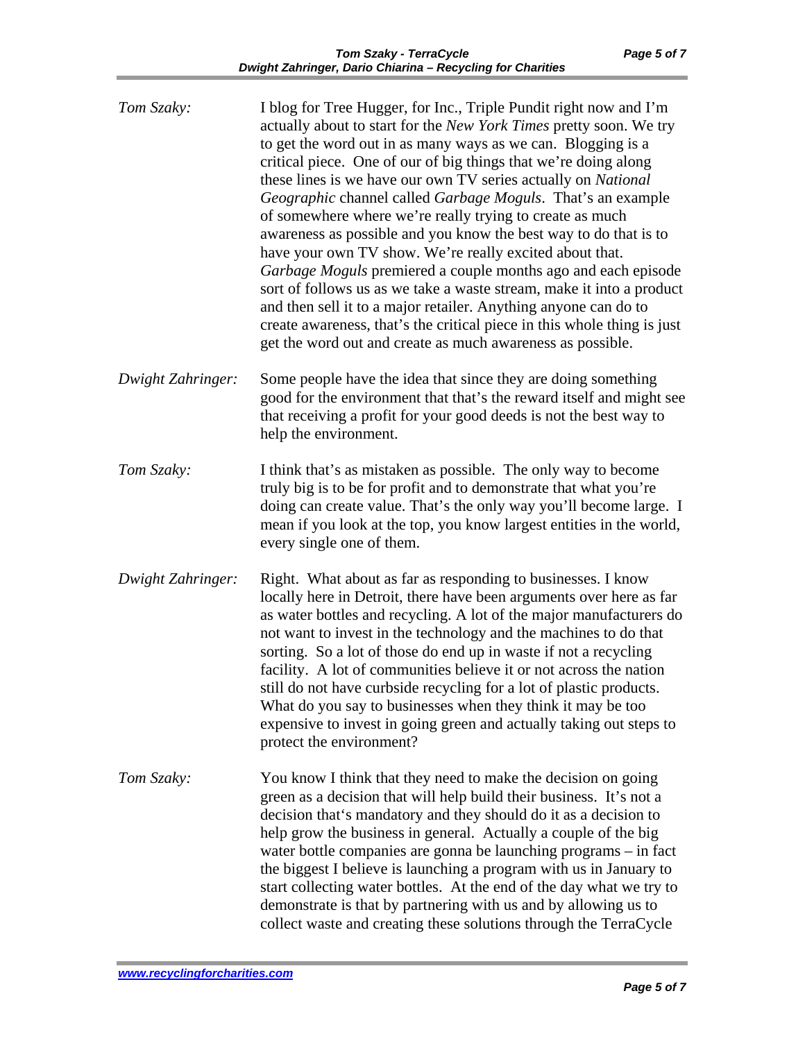*Tom Szaky:* I blog for Tree Hugger, for Inc., Triple Pundit right now and I'm actually about to start for the *New York Times* pretty soon. We try to get the word out in as many ways as we can. Blogging is a critical piece. One of our of big things that we're doing along these lines is we have our own TV series actually on *National Geographic* channel called *Garbage Moguls*. That's an example of somewhere where we're really trying to create as much awareness as possible and you know the best way to do that is to have your own TV show. We're really excited about that. *Garbage Moguls* premiered a couple months ago and each episode sort of follows us as we take a waste stream, make it into a product and then sell it to a major retailer. Anything anyone can do to create awareness, that's the critical piece in this whole thing is just get the word out and create as much awareness as possible.

*Dwight Zahringer:* Some people have the idea that since they are doing something good for the environment that that's the reward itself and might see that receiving a profit for your good deeds is not the best way to help the environment.

*Tom Szaky:* I think that's as mistaken as possible. The only way to become truly big is to be for profit and to demonstrate that what you're doing can create value. That's the only way you'll become large. I mean if you look at the top, you know largest entities in the world, every single one of them.

*Dwight Zahringer:* Right. What about as far as responding to businesses. I know locally here in Detroit, there have been arguments over here as far as water bottles and recycling. A lot of the major manufacturers do not want to invest in the technology and the machines to do that sorting. So a lot of those do end up in waste if not a recycling facility. A lot of communities believe it or not across the nation still do not have curbside recycling for a lot of plastic products. What do you say to businesses when they think it may be too expensive to invest in going green and actually taking out steps to protect the environment?

*Tom Szaky:* You know I think that they need to make the decision on going green as a decision that will help build their business. It's not a decision that's mandatory and they should do it as a decision to help grow the business in general. Actually a couple of the big water bottle companies are gonna be launching programs – in fact the biggest I believe is launching a program with us in January to start collecting water bottles. At the end of the day what we try to demonstrate is that by partnering with us and by allowing us to collect waste and creating these solutions through the TerraCycle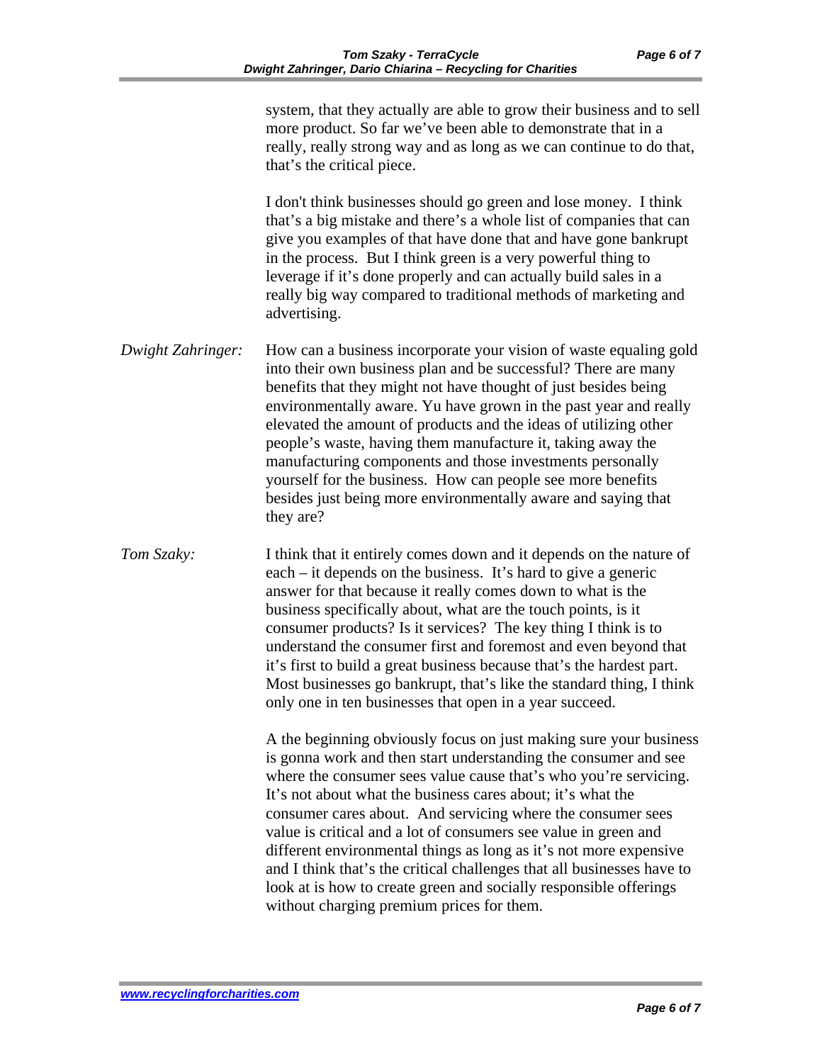system, that they actually are able to grow their business and to sell more product. So far we've been able to demonstrate that in a really, really strong way and as long as we can continue to do that, that's the critical piece.

I don't think businesses should go green and lose money. I think that's a big mistake and there's a whole list of companies that can give you examples of that have done that and have gone bankrupt in the process. But I think green is a very powerful thing to leverage if it's done properly and can actually build sales in a really big way compared to traditional methods of marketing and advertising.

*Dwight Zahringer:* How can a business incorporate your vision of waste equaling gold into their own business plan and be successful? There are many benefits that they might not have thought of just besides being environmentally aware. Yu have grown in the past year and really elevated the amount of products and the ideas of utilizing other people's waste, having them manufacture it, taking away the manufacturing components and those investments personally yourself for the business. How can people see more benefits besides just being more environmentally aware and saying that they are?

*Tom Szaky:* I think that it entirely comes down and it depends on the nature of each – it depends on the business. It's hard to give a generic answer for that because it really comes down to what is the business specifically about, what are the touch points, is it consumer products? Is it services? The key thing I think is to understand the consumer first and foremost and even beyond that it's first to build a great business because that's the hardest part. Most businesses go bankrupt, that's like the standard thing, I think only one in ten businesses that open in a year succeed.

A the beginning obviously focus on just making sure your business is gonna work and then start understanding the consumer and see where the consumer sees value cause that's who you're servicing. It's not about what the business cares about; it's what the consumer cares about. And servicing where the consumer sees value is critical and a lot of consumers see value in green and different environmental things as long as it's not more expensive and I think that's the critical challenges that all businesses have to look at is how to create green and socially responsible offerings without charging premium prices for them.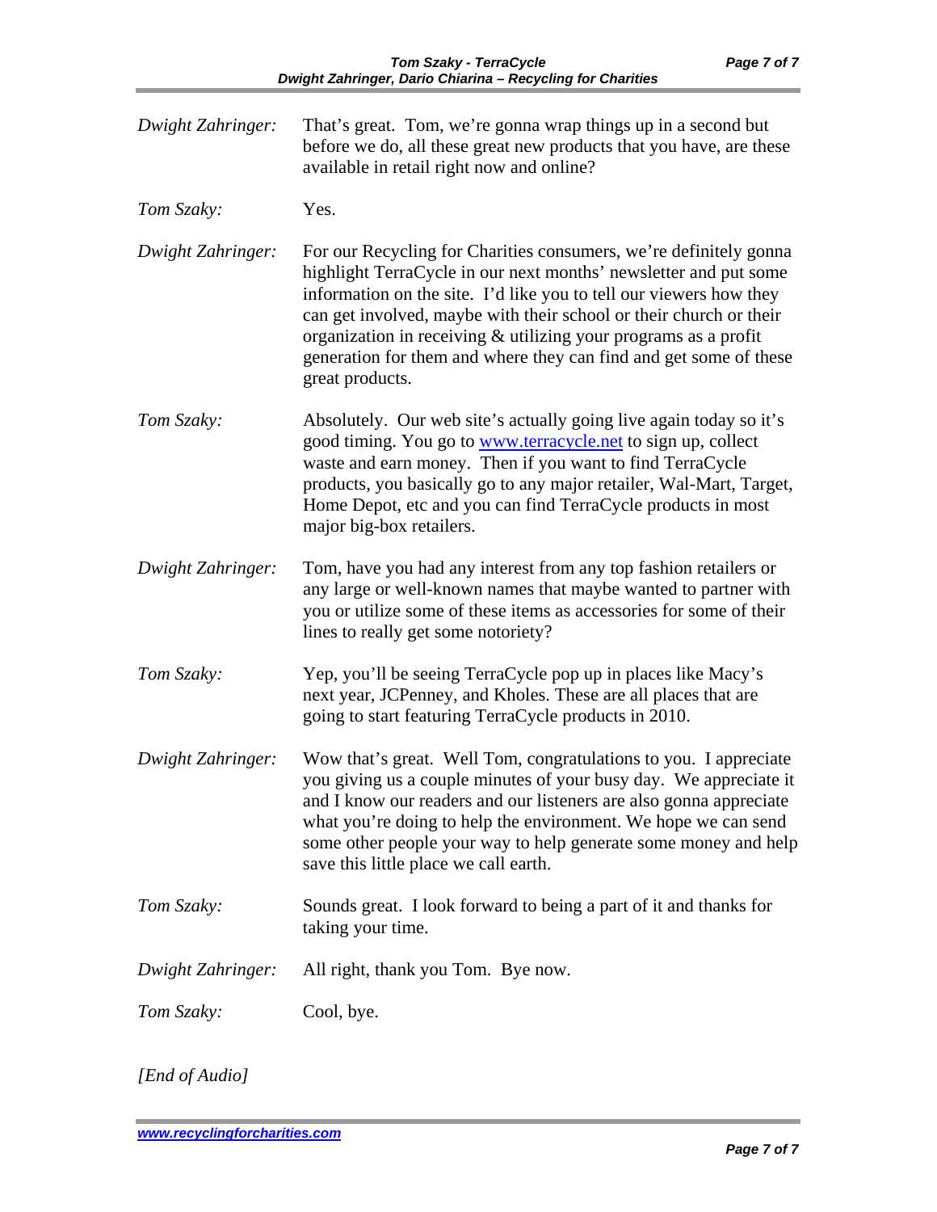*Dwight Zahringer:* That's great. Tom, we're gonna wrap things up in a second but before we do, all these great new products that you have, are these available in retail right now and online?

*Tom Szaky:* Yes.

*Dwight Zahringer:* For our Recycling for Charities consumers, we're definitely gonna highlight TerraCycle in our next months' newsletter and put some information on the site. I'd like you to tell our viewers how they can get involved, maybe with their school or their church or their organization in receiving & utilizing your programs as a profit generation for them and where they can find and get some of these great products.

*Tom Szaky:* Absolutely. Our web site's actually going live again today so it's good timing. You go to www.terracycle.net to sign up, collect waste and earn money. Then if you want to find TerraCycle products, you basically go to any major retailer, Wal-Mart, Target, Home Depot, etc and you can find TerraCycle products in most major big-box retailers.

*Dwight Zahringer:* Tom, have you had any interest from any top fashion retailers or any large or well-known names that maybe wanted to partner with you or utilize some of these items as accessories for some of their lines to really get some notoriety?

*Tom Szaky:* Yep, you'll be seeing TerraCycle pop up in places like Macy's next year, JCPenney, and Kholes. These are all places that are going to start featuring TerraCycle products in 2010.

*Dwight Zahringer:* Wow that's great. Well Tom, congratulations to you. I appreciate you giving us a couple minutes of your busy day. We appreciate it and I know our readers and our listeners are also gonna appreciate what you're doing to help the environment. We hope we can send some other people your way to help generate some money and help save this little place we call earth.

*Tom Szaky:* Sounds great. I look forward to being a part of it and thanks for taking your time.

*Dwight Zahringer:* All right, thank you Tom. Bye now.

*Tom Szaky:* Cool, bye.

*[End of Audio]*